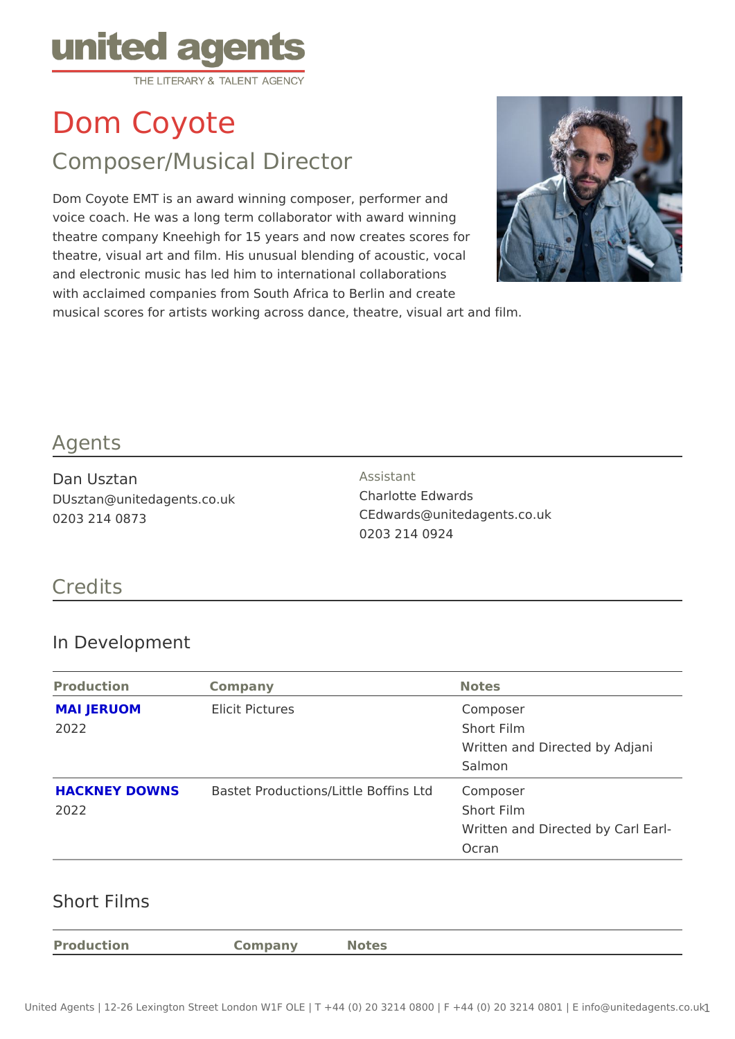united agents
THE LITERARY & TALENT AGENCY

# Dom Coyote

## Composer/Musical Director

Dom Coyote EMT is an award winning composer, performer and voice coach. He was a long term collaborator with award winning theatre company Kneehigh for 15 years and now creates scores for theatre, visual art and film. His unusual blending of acoustic, vocal and electronic music has led him to international collaborations with acclaimed companies from South Africa to Berlin and create musical scores for artists working across dance, theatre, visual art and film.

## Agents

Dan Usztan
DUsztan@unitedagents.co.uk
0203 214 0873

Assistant
Charlotte Edwards
CEdwards@unitedagents.co.uk
0203 214 0924

## Credits

### In Development

| Production | Company | Notes |
|---|---|---|
| **MAI JERUOM** 2022 | Elicit Pictures | Composer Short Film Written and Directed by Adjani Salmon |
| **HACKNEY DOWNS** 2022 | Bastet Productions/Little Boffins Ltd | Composer Short Film Written and Directed by Carl Earl-Ocran |

### Short Films

| Production | Company | Notes |
|---|---|---|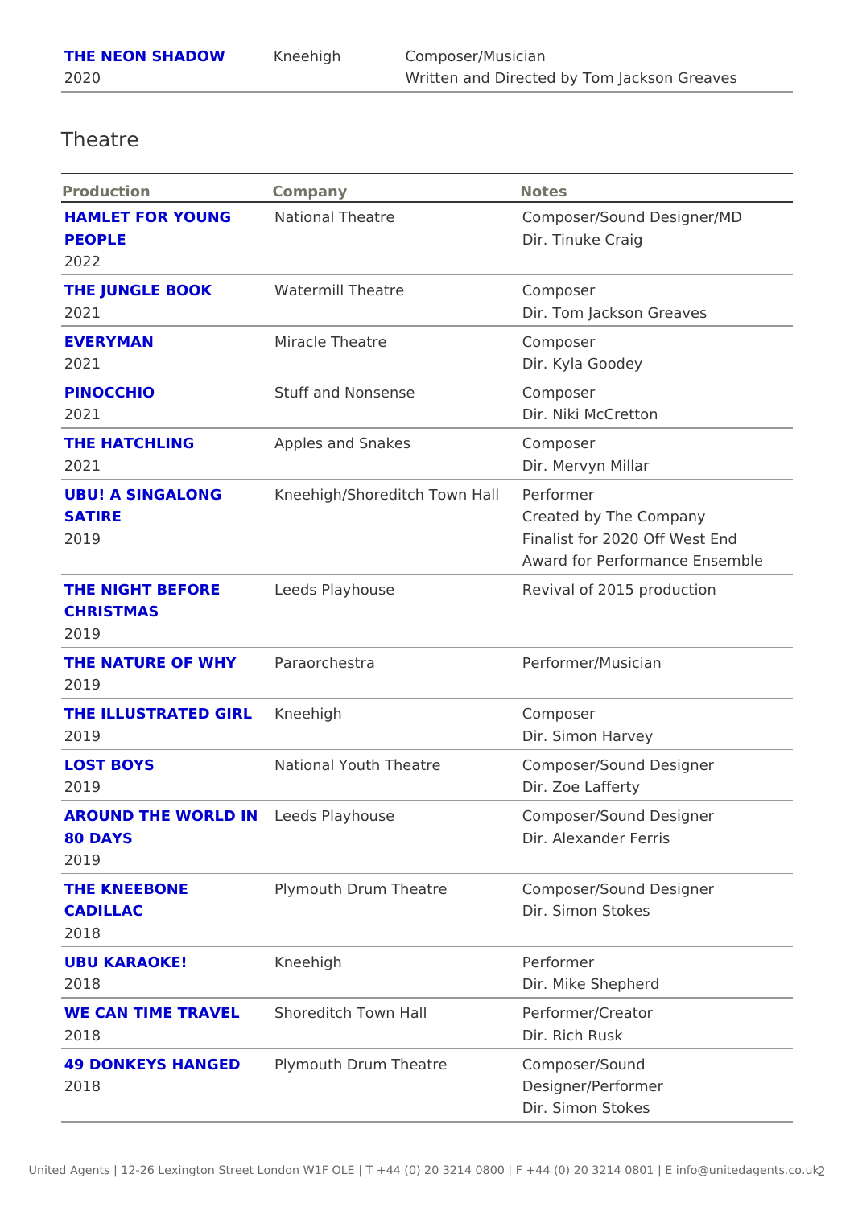| | | |
|---|---|---|
| **THE NEON SHADOW**<br>2020 | Kneehigh | Composer/Musician<br>Written and Directed by Tom Jackson Greaves |

## Theatre

| Production | Company | Notes |
|---|---|---|
| **HAMLET FOR YOUNG PEOPLE**<br>2022 | National Theatre | Composer/Sound Designer/MD<br>Dir. Tinuke Craig |
| **THE JUNGLE BOOK**<br>2021 | Watermill Theatre | Composer<br>Dir. Tom Jackson Greaves |
| **EVERYMAN**<br>2021 | Miracle Theatre | Composer<br>Dir. Kyla Goodey |
| **PINOCCHIO**<br>2021 | Stuff and Nonsense | Composer<br>Dir. Niki McCretton |
| **THE HATCHLING**<br>2021 | Apples and Snakes | Composer<br>Dir. Mervyn Millar |
| **UBU! A SINGALONG SATIRE**<br>2019 | Kneehigh/Shoreditch Town Hall | Performer<br>Created by The Company<br>Finalist for 2020 Off West End Award for Performance Ensemble |
| **THE NIGHT BEFORE CHRISTMAS**<br>2019 | Leeds Playhouse | Revival of 2015 production |
| **THE NATURE OF WHY**<br>2019 | Paraorchestra | Performer/Musician |
| **THE ILLUSTRATED GIRL**<br>2019 | Kneehigh | Composer<br>Dir. Simon Harvey |
| **LOST BOYS**<br>2019 | National Youth Theatre | Composer/Sound Designer<br>Dir. Zoe Lafferty |
| **AROUND THE WORLD IN 80 DAYS**<br>2019 | Leeds Playhouse | Composer/Sound Designer<br>Dir. Alexander Ferris |
| **THE KNEEBONE CADILLAC**<br>2018 | Plymouth Drum Theatre | Composer/Sound Designer<br>Dir. Simon Stokes |
| **UBU KARAOKE!**<br>2018 | Kneehigh | Performer<br>Dir. Mike Shepherd |
| **WE CAN TIME TRAVEL**<br>2018 | Shoreditch Town Hall | Performer/Creator<br>Dir. Rich Rusk |
| **49 DONKEYS HANGED**<br>2018 | Plymouth Drum Theatre | Composer/Sound Designer/Performer<br>Dir. Simon Stokes |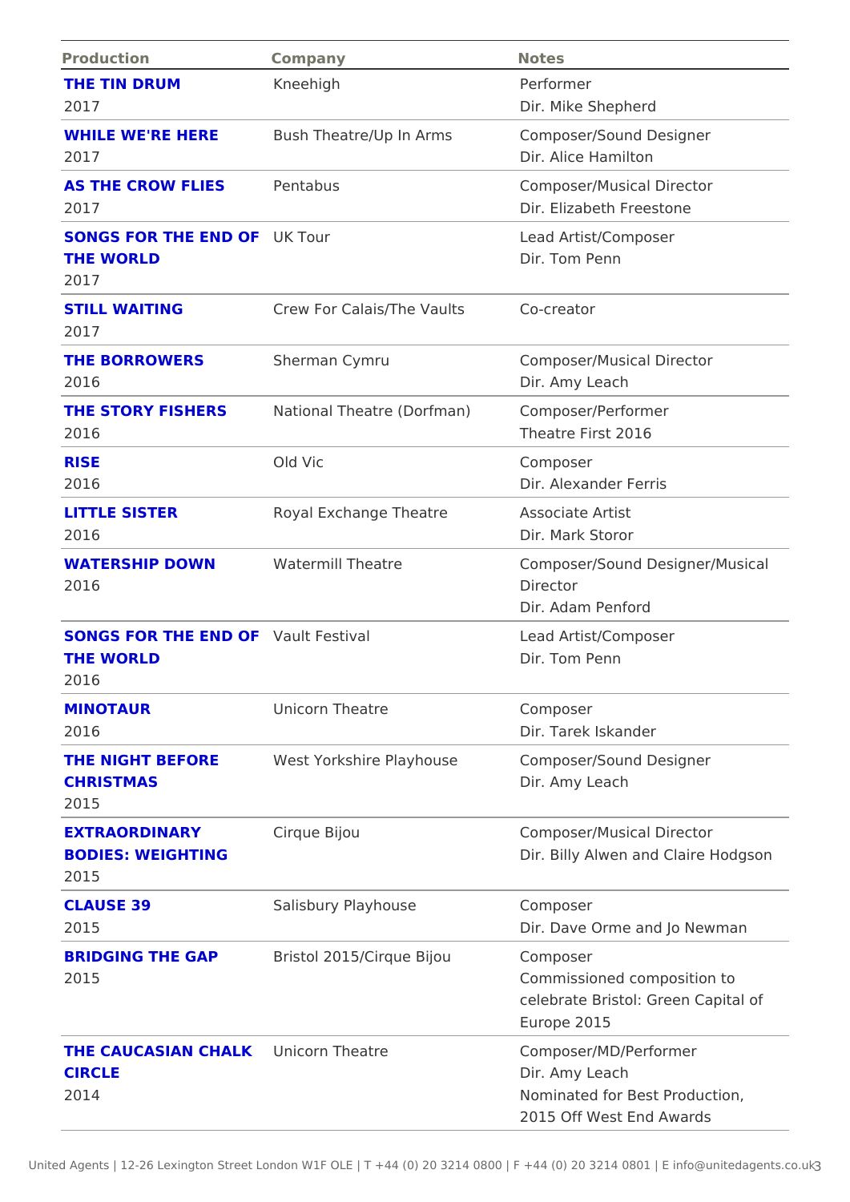| Production | Company | Notes |
| --- | --- | --- |
| **THE TIN DRUM** 2017 | Kneehigh | Performer Dir. Mike Shepherd |
| **WHILE WE'RE HERE** 2017 | Bush Theatre/Up In Arms | Composer/Sound Designer Dir. Alice Hamilton |
| **AS THE CROW FLIES** 2017 | Pentabus | Composer/Musical Director Dir. Elizabeth Freestone |
| **SONGS FOR THE END OF THE WORLD** 2017 | UK Tour | Lead Artist/Composer Dir. Tom Penn |
| **STILL WAITING** 2017 | Crew For Calais/The Vaults | Co-creator |
| **THE BORROWERS** 2016 | Sherman Cymru | Composer/Musical Director Dir. Amy Leach |
| **THE STORY FISHERS** 2016 | National Theatre (Dorfman) | Composer/Performer Theatre First 2016 |
| **RISE** 2016 | Old Vic | Composer Dir. Alexander Ferris |
| **LITTLE SISTER** 2016 | Royal Exchange Theatre | Associate Artist Dir. Mark Storor |
| **WATERSHIP DOWN** 2016 | Watermill Theatre | Composer/Sound Designer/Musical Director Dir. Adam Penford |
| **SONGS FOR THE END OF THE WORLD** 2016 | Vault Festival | Lead Artist/Composer Dir. Tom Penn |
| **MINOTAUR** 2016 | Unicorn Theatre | Composer Dir. Tarek Iskander |
| **THE NIGHT BEFORE CHRISTMAS** 2015 | West Yorkshire Playhouse | Composer/Sound Designer Dir. Amy Leach |
| **EXTRAORDINARY BODIES: WEIGHTING** 2015 | Cirque Bijou | Composer/Musical Director Dir. Billy Alwen and Claire Hodgson |
| **CLAUSE 39** 2015 | Salisbury Playhouse | Composer Dir. Dave Orme and Jo Newman |
| **BRIDGING THE GAP** 2015 | Bristol 2015/Cirque Bijou | Composer Commissioned composition to celebrate Bristol: Green Capital of Europe 2015 |
| **THE CAUCASIAN CHALK CIRCLE** 2014 | Unicorn Theatre | Composer/MD/Performer Dir. Amy Leach Nominated for Best Production, 2015 Off West End Awards |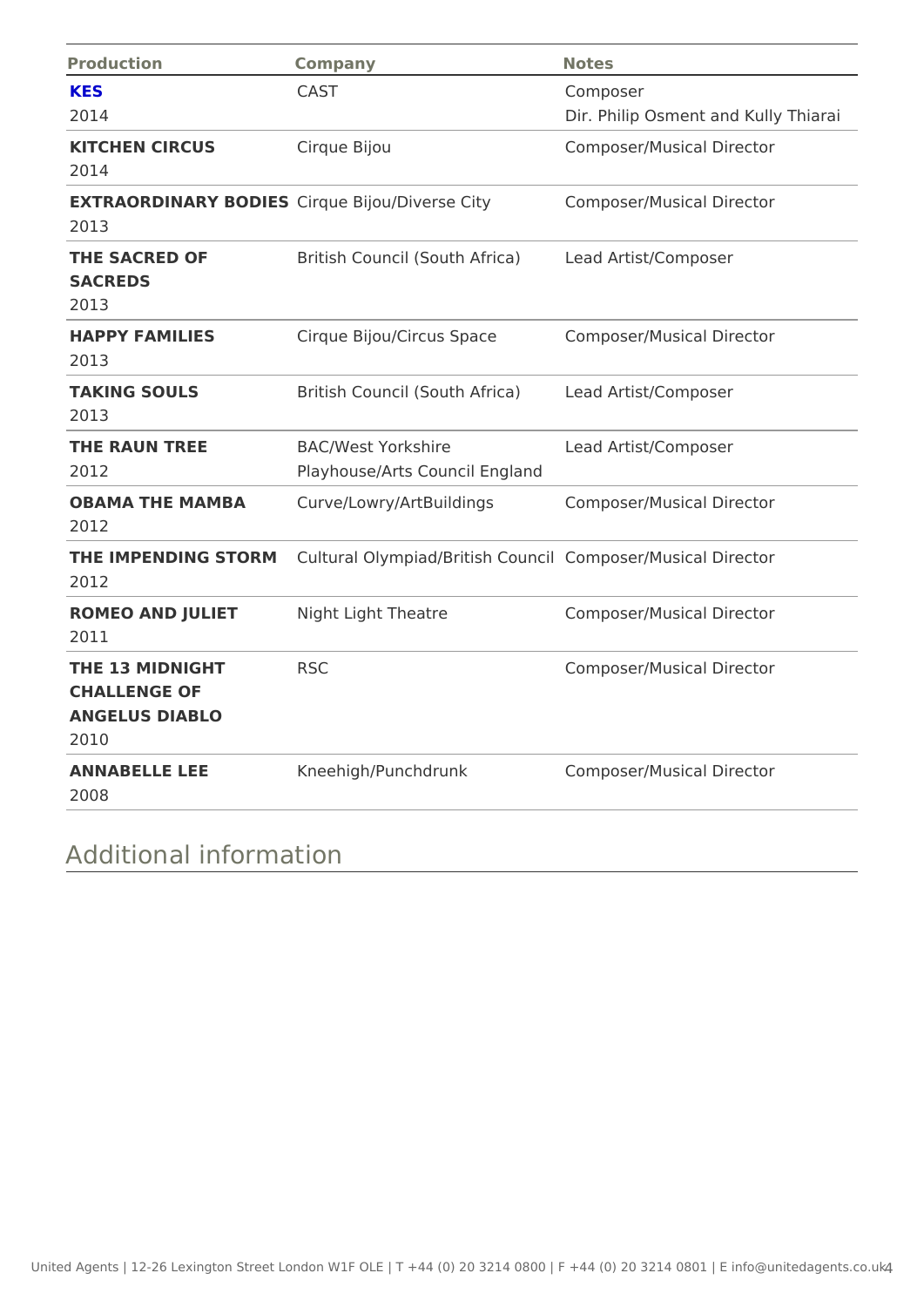| Production | Company | Notes |
| --- | --- | --- |
| **KES** 2014 | CAST | Composer Dir. Philip Osment and Kully Thiarai |
| **KITCHEN CIRCUS** 2014 | Cirque Bijou | Composer/Musical Director |
| **EXTRAORDINARY BODIES** 2013 | Cirque Bijou/Diverse City | Composer/Musical Director |
| **THE SACRED OF SACREDS** 2013 | British Council (South Africa) | Lead Artist/Composer |
| **HAPPY FAMILIES** 2013 | Cirque Bijou/Circus Space | Composer/Musical Director |
| **TAKING SOULS** 2013 | British Council (South Africa) | Lead Artist/Composer |
| **THE RAUN TREE** 2012 | BAC/West Yorkshire Playhouse/Arts Council England | Lead Artist/Composer |
| **OBAMA THE MAMBA** 2012 | Curve/Lowry/ArtBuildings | Composer/Musical Director |
| **THE IMPENDING STORM** 2012 | Cultural Olympiad/British Council | Composer/Musical Director |
| **ROMEO AND JULIET** 2011 | Night Light Theatre | Composer/Musical Director |
| **THE 13 MIDNIGHT CHALLENGE OF ANGELUS DIABLO** 2010 | RSC | Composer/Musical Director |
| **ANNABELLE LEE** 2008 | Kneehigh/Punchdrunk | Composer/Musical Director |

## Additional information